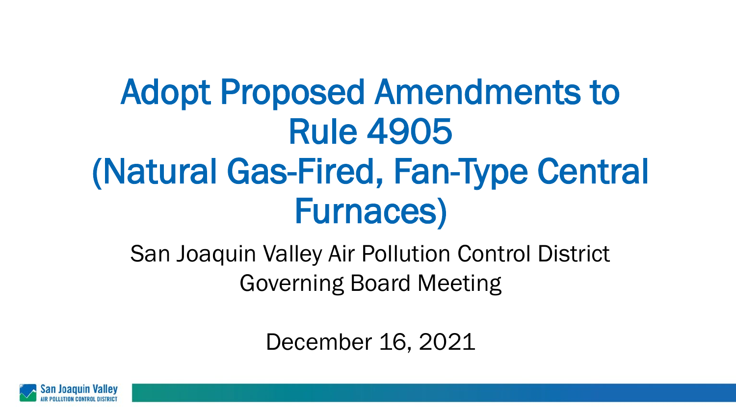# Adopt Proposed Amendments to Rule 4905 (Natural Gas-Fired, Fan-Type Central Furnaces)

San Joaquin Valley Air Pollution Control District
Governing Board Meeting

December 16, 2021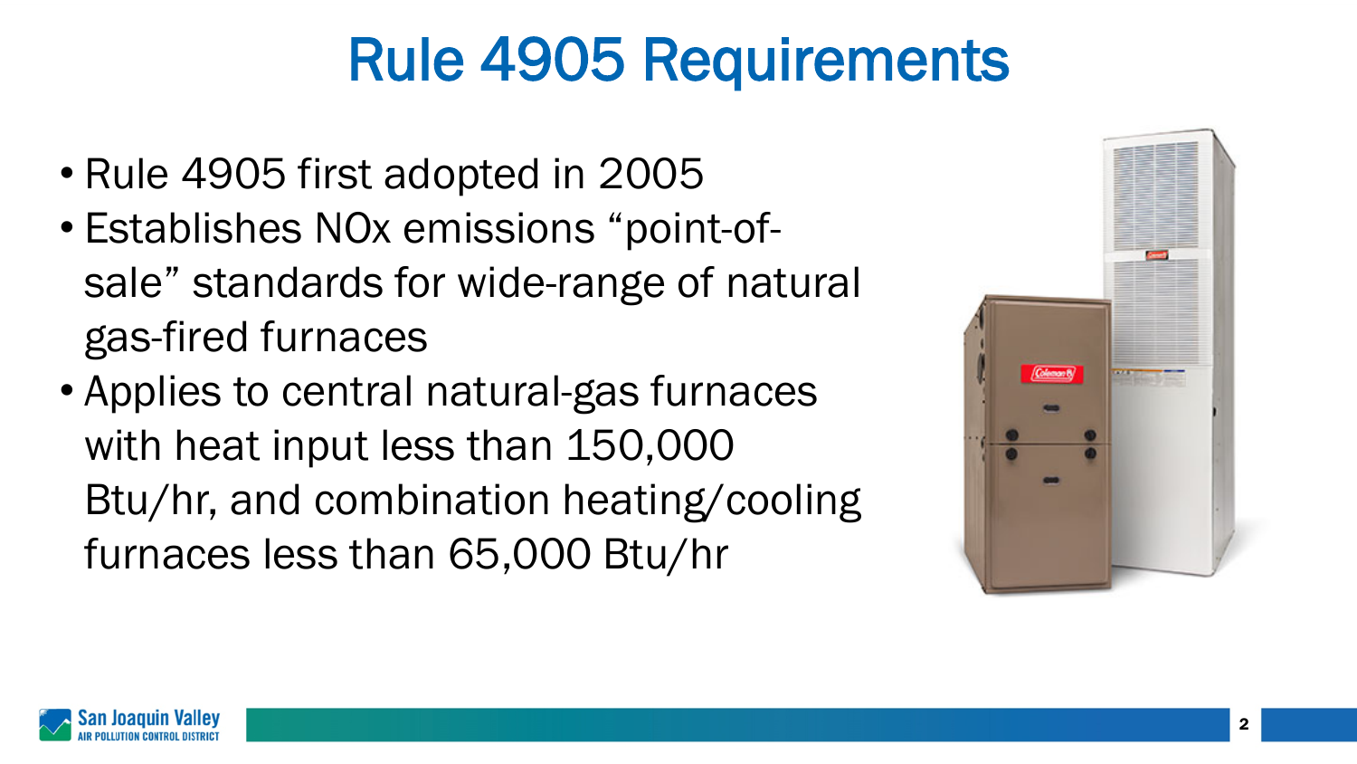# Rule 4905 Requirements

- Rule 4905 first adopted in 2005
- Establishes NOx emissions "point-of-sale" standards for wide-range of natural gas-fired furnaces
- Applies to central natural-gas furnaces with heat input less than 150,000 Btu/hr, and combination heating/cooling furnaces less than 65,000 Btu/hr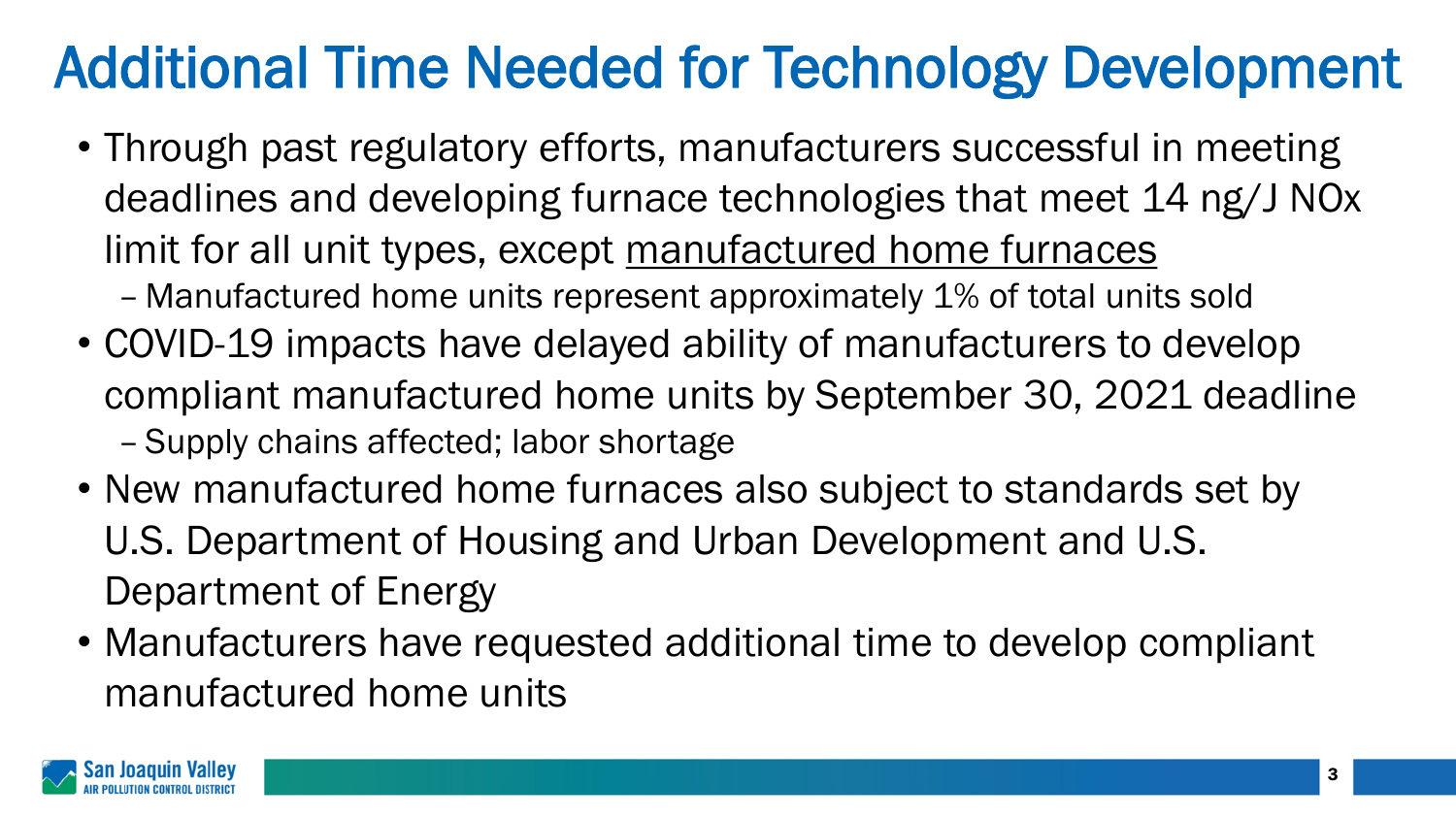# Additional Time Needed for Technology Development

- Through past regulatory efforts, manufacturers successful in meeting deadlines and developing furnace technologies that meet 14 ng/J NOx limit for all unit types, except <u>manufactured home furnaces</u>
  - Manufactured home units represent approximately 1% of total units sold
- COVID-19 impacts have delayed ability of manufacturers to develop compliant manufactured home units by September 30, 2021 deadline
  - Supply chains affected; labor shortage
- New manufactured home furnaces also subject to standards set by U.S. Department of Housing and Urban Development and U.S. Department of Energy
- Manufacturers have requested additional time to develop compliant manufactured home units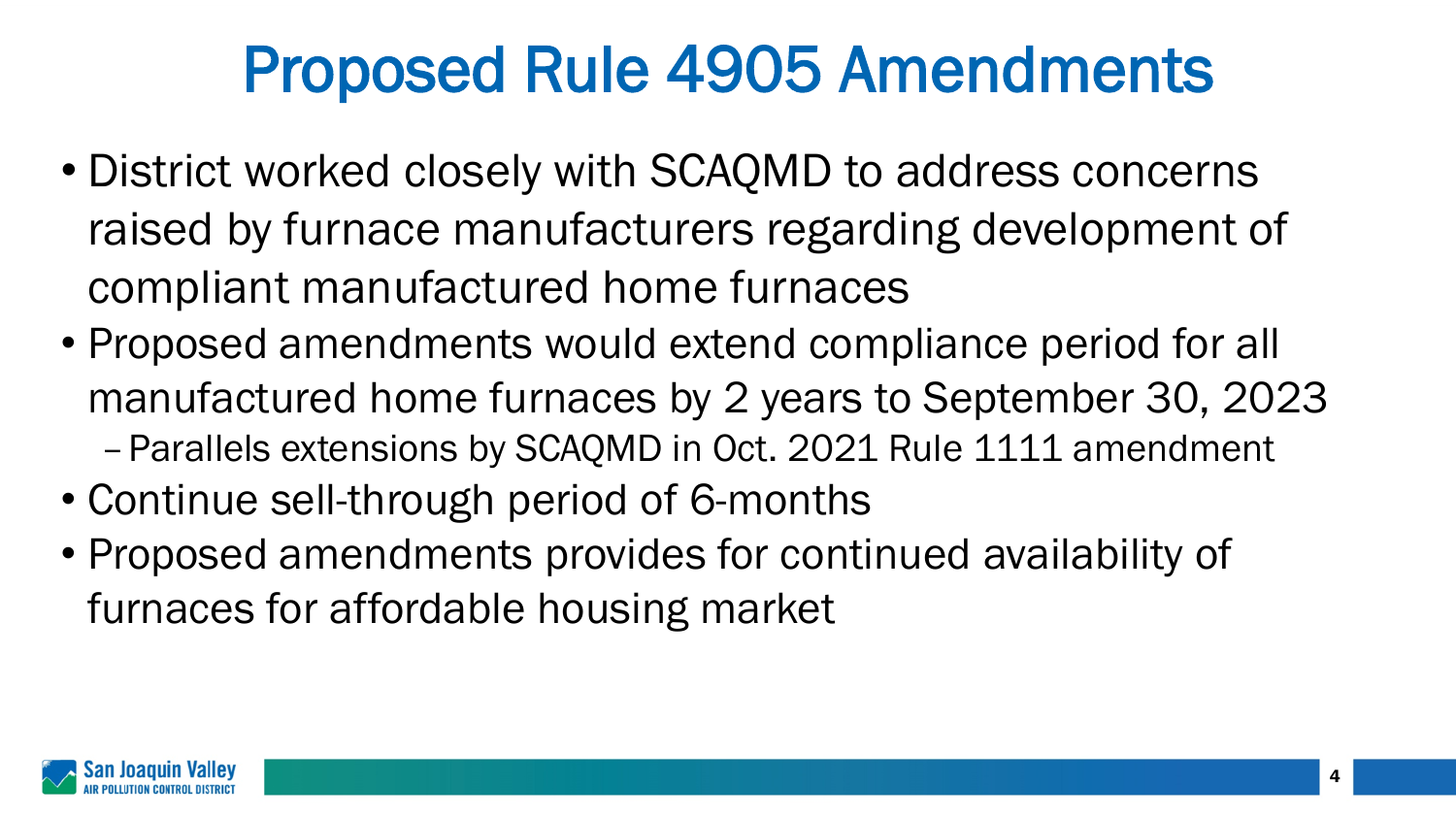# Proposed Rule 4905 Amendments

- District worked closely with SCAQMD to address concerns raised by furnace manufacturers regarding development of compliant manufactured home furnaces
- Proposed amendments would extend compliance period for all manufactured home furnaces by 2 years to September 30, 2023
  - Parallels extensions by SCAQMD in Oct. 2021 Rule 1111 amendment
- Continue sell-through period of 6-months
- Proposed amendments provides for continued availability of furnaces for affordable housing market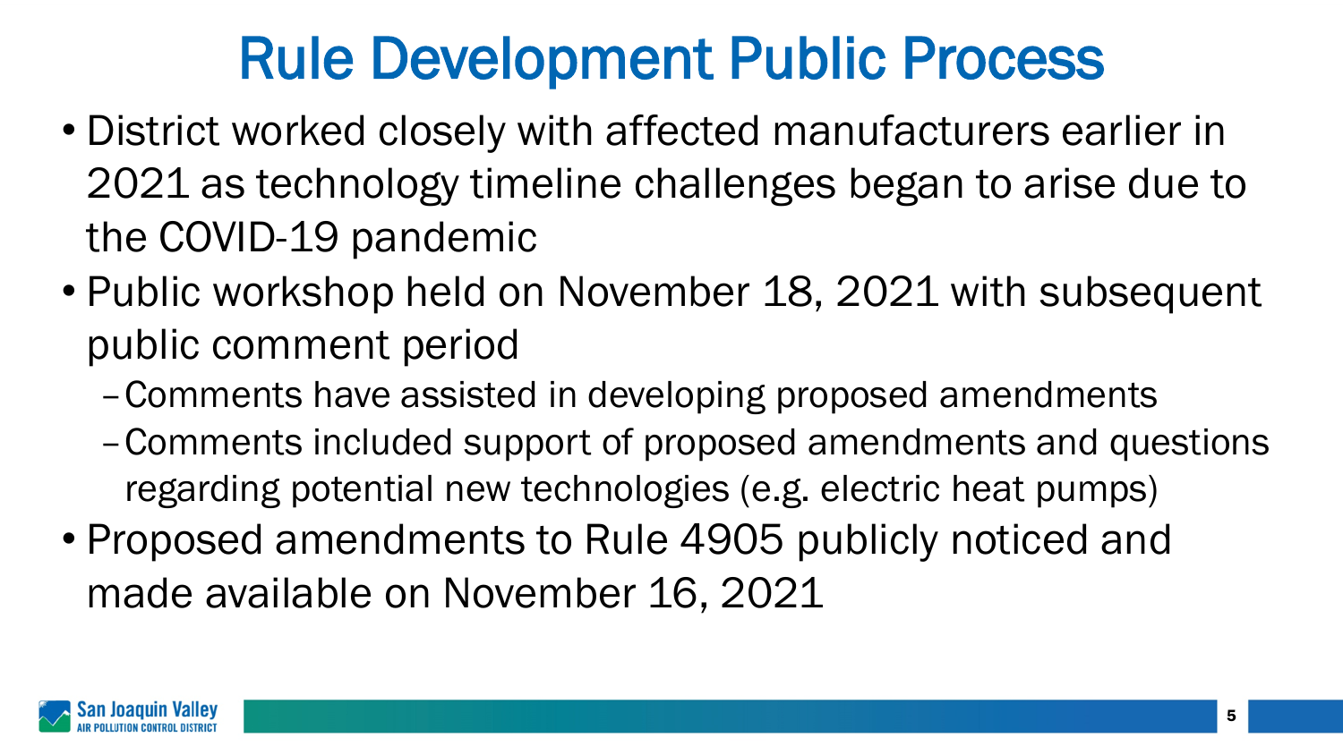# Rule Development Public Process

- District worked closely with affected manufacturers earlier in 2021 as technology timeline challenges began to arise due to the COVID-19 pandemic
- Public workshop held on November 18, 2021 with subsequent public comment period
  - Comments have assisted in developing proposed amendments
  - Comments included support of proposed amendments and questions regarding potential new technologies (e.g. electric heat pumps)
- Proposed amendments to Rule 4905 publicly noticed and made available on November 16, 2021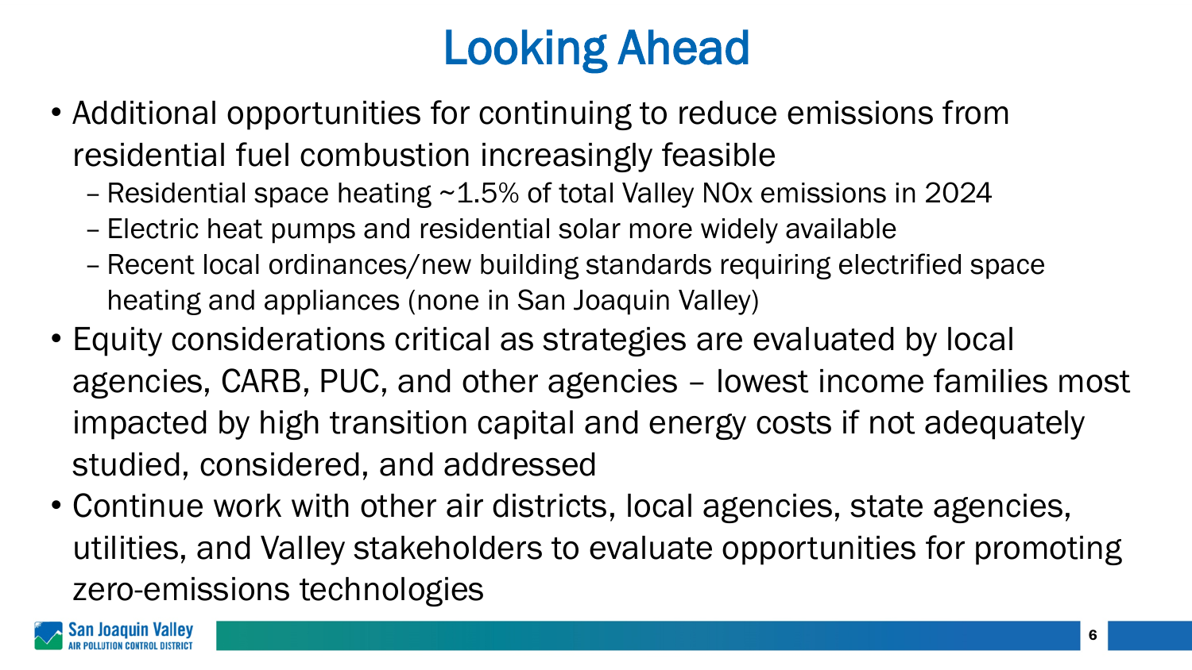# Looking Ahead

- Additional opportunities for continuing to reduce emissions from residential fuel combustion increasingly feasible
  - Residential space heating ~1.5% of total Valley NOx emissions in 2024
  - Electric heat pumps and residential solar more widely available
  - Recent local ordinances/new building standards requiring electrified space heating and appliances (none in San Joaquin Valley)
- Equity considerations critical as strategies are evaluated by local agencies, CARB, PUC, and other agencies – lowest income families most impacted by high transition capital and energy costs if not adequately studied, considered, and addressed
- Continue work with other air districts, local agencies, state agencies, utilities, and Valley stakeholders to evaluate opportunities for promoting zero-emissions technologies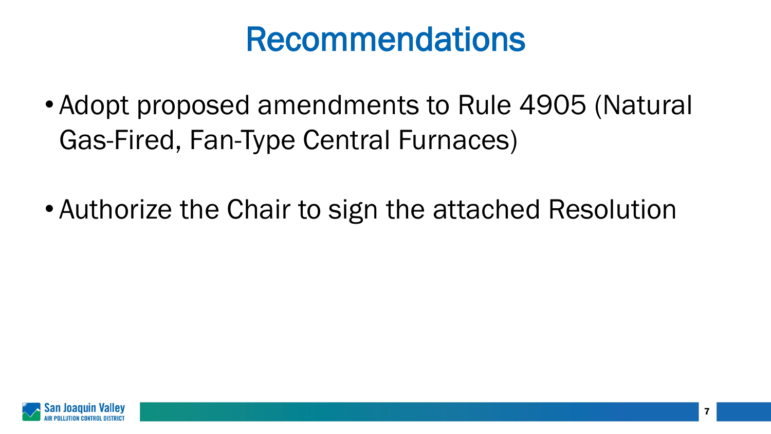# Recommendations

- Adopt proposed amendments to Rule 4905 (Natural Gas-Fired, Fan-Type Central Furnaces)
- Authorize the Chair to sign the attached Resolution